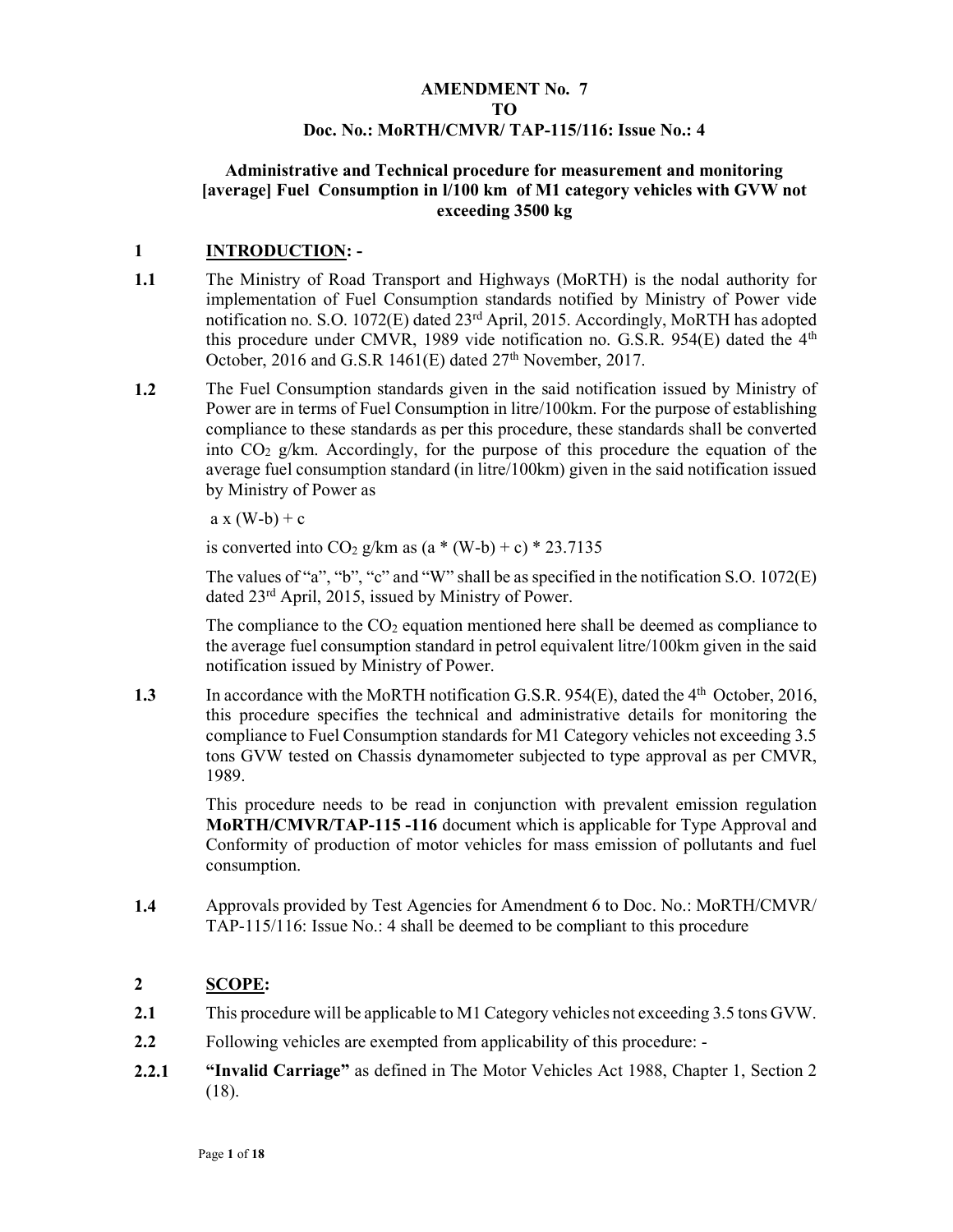**AMENDMENT No. 7**

**TO**

**Doc. No.: MoRTH/CMVR/ TAP-115/116: Issue No.: 4**

**Administrative and Technical procedure for measurement and monitoring [average] Fuel Consumption in l/100 km of M1 category vehicles with GVW not exceeding 3500 kg**

## 1 INTRODUCTION: -

**1.1** The Ministry of Road Transport and Highways (MoRTH) is the nodal authority for implementation of Fuel Consumption standards notified by Ministry of Power vide notification no. S.O. 1072(E) dated 23rd April, 2015. Accordingly, MoRTH has adopted this procedure under CMVR, 1989 vide notification no. G.S.R. 954(E) dated the 4th October, 2016 and G.S.R 1461(E) dated 27th November, 2017.

**1.2** The Fuel Consumption standards given in the said notification issued by Ministry of Power are in terms of Fuel Consumption in litre/100km. For the purpose of establishing compliance to these standards as per this procedure, these standards shall be converted into $CO_2$ g/km. Accordingly, for the purpose of this procedure the equation of the average fuel consumption standard (in litre/100km) given in the said notification issued by Ministry of Power as

$a \times (W-b) + c$

is converted into $CO_2$ g/km as $(a * (W-b) + c) * 23.7135$

The values of "a", "b", "c" and "W" shall be as specified in the notification S.O. 1072(E) dated 23rd April, 2015, issued by Ministry of Power.

The compliance to the $CO_2$ equation mentioned here shall be deemed as compliance to the average fuel consumption standard in petrol equivalent litre/100km given in the said notification issued by Ministry of Power.

**1.3** In accordance with the MoRTH notification G.S.R. 954(E), dated the 4th October, 2016, this procedure specifies the technical and administrative details for monitoring the compliance to Fuel Consumption standards for M1 Category vehicles not exceeding 3.5 tons GVW tested on Chassis dynamometer subjected to type approval as per CMVR, 1989.

This procedure needs to be read in conjunction with prevalent emission regulation **MoRTH/CMVR/TAP-115 -116** document which is applicable for Type Approval and Conformity of production of motor vehicles for mass emission of pollutants and fuel consumption.

**1.4** Approvals provided by Test Agencies for Amendment 6 to Doc. No.: MoRTH/CMVR/ TAP-115/116: Issue No.: 4 shall be deemed to be compliant to this procedure

## 2 SCOPE:

**2.1** This procedure will be applicable to M1 Category vehicles not exceeding 3.5 tons GVW.

**2.2** Following vehicles are exempted from applicability of this procedure: -

**2.2.1** **"Invalid Carriage"** as defined in The Motor Vehicles Act 1988, Chapter 1, Section 2 (18).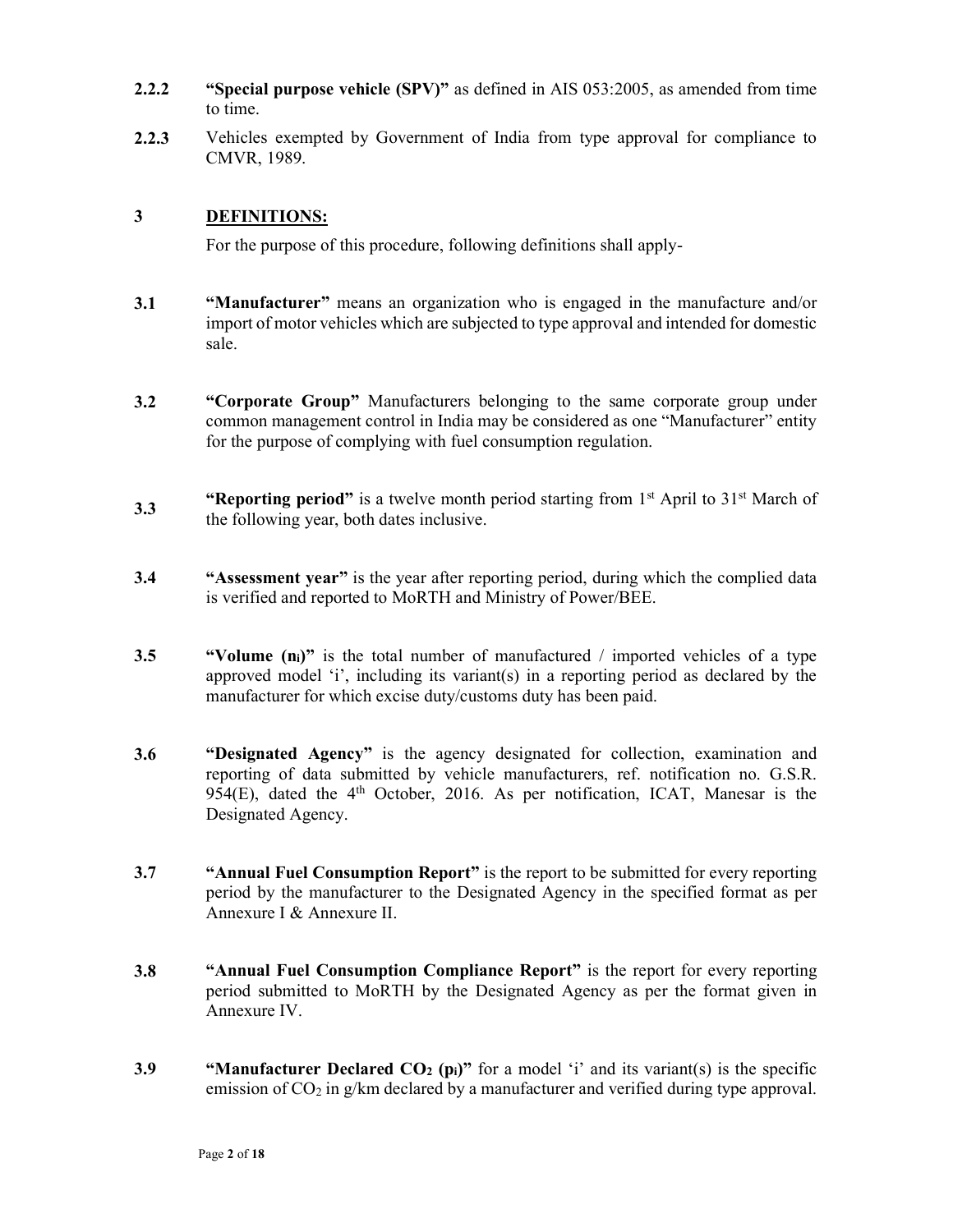**2.2.2** **"Special purpose vehicle (SPV)"** as defined in AIS 053:2005, as amended from time to time.

**2.2.3** Vehicles exempted by Government of India from type approval for compliance to CMVR, 1989.

## 3 DEFINITIONS:

For the purpose of this procedure, following definitions shall apply-

**3.1** **"Manufacturer"** means an organization who is engaged in the manufacture and/or import of motor vehicles which are subjected to type approval and intended for domestic sale.

**3.2** **"Corporate Group"** Manufacturers belonging to the same corporate group under common management control in India may be considered as one "Manufacturer" entity for the purpose of complying with fuel consumption regulation.

**3.3** **"Reporting period"** is a twelve month period starting from 1st April to 31st March of the following year, both dates inclusive.

**3.4** **"Assessment year"** is the year after reporting period, during which the complied data is verified and reported to MoRTH and Ministry of Power/BEE.

**3.5** **"Volume ($n_i$)"** is the total number of manufactured / imported vehicles of a type approved model 'i', including its variant(s) in a reporting period as declared by the manufacturer for which excise duty/customs duty has been paid.

**3.6** **"Designated Agency"** is the agency designated for collection, examination and reporting of data submitted by vehicle manufacturers, ref. notification no. G.S.R. 954(E), dated the 4th October, 2016. As per notification, ICAT, Manesar is the Designated Agency.

**3.7** **"Annual Fuel Consumption Report"** is the report to be submitted for every reporting period by the manufacturer to the Designated Agency in the specified format as per Annexure I & Annexure II.

**3.8** **"Annual Fuel Consumption Compliance Report"** is the report for every reporting period submitted to MoRTH by the Designated Agency as per the format given in Annexure IV.

**3.9** **"Manufacturer Declared $CO_2$ ($p_i$)"** for a model 'i' and its variant(s) is the specific emission of $CO_2$ in g/km declared by a manufacturer and verified during type approval.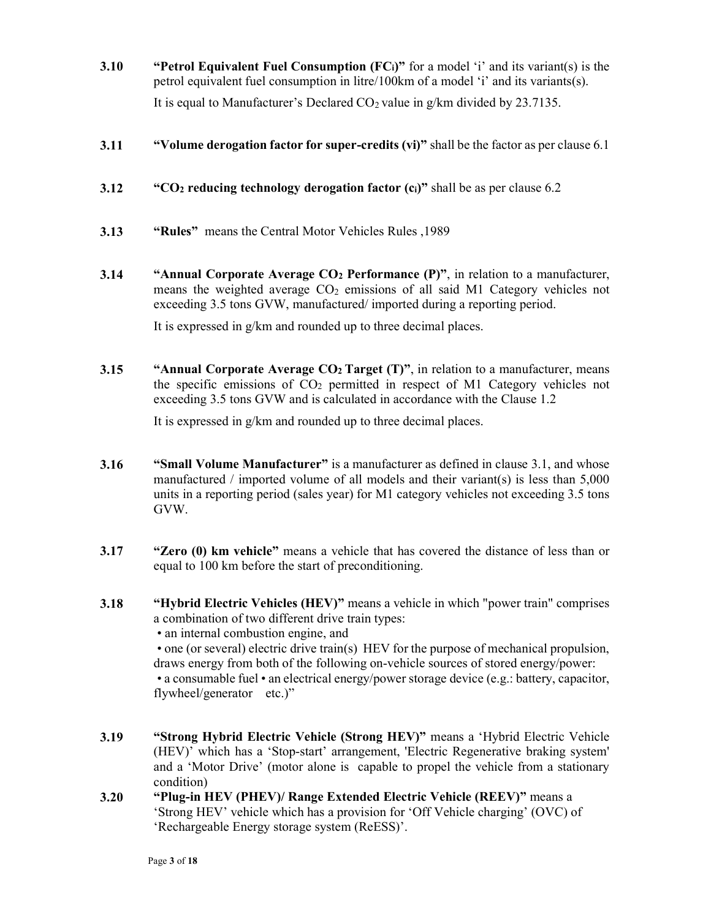**3.10** **"Petrol Equivalent Fuel Consumption ($FC_i$)"** for a model 'i' and its variant(s) is the petrol equivalent fuel consumption in litre/100km of a model 'i' and its variants(s).

It is equal to Manufacturer's Declared $CO_2$ value in g/km divided by 23.7135.

**3.11** **"Volume derogation factor for super-credits ($v_i$)"** shall be the factor as per clause 6.1

**3.12** **"$CO_2$ reducing technology derogation factor ($c_i$)"** shall be as per clause 6.2

**3.13** **"Rules"** means the Central Motor Vehicles Rules ,1989

**3.14** **"Annual Corporate Average $CO_2$ Performance (P)"**, in relation to a manufacturer, means the weighted average $CO_2$ emissions of all said M1 Category vehicles not exceeding 3.5 tons GVW, manufactured/ imported during a reporting period.

It is expressed in g/km and rounded up to three decimal places.

**3.15** **"Annual Corporate Average $CO_2$ Target (T)"**, in relation to a manufacturer, means the specific emissions of $CO_2$ permitted in respect of M1 Category vehicles not exceeding 3.5 tons GVW and is calculated in accordance with the Clause 1.2

It is expressed in g/km and rounded up to three decimal places.

**3.16** **"Small Volume Manufacturer"** is a manufacturer as defined in clause 3.1, and whose manufactured / imported volume of all models and their variant(s) is less than 5,000 units in a reporting period (sales year) for M1 category vehicles not exceeding 3.5 tons GVW.

**3.17** **"Zero (0) km vehicle"** means a vehicle that has covered the distance of less than or equal to 100 km before the start of preconditioning.

**3.18** **"Hybrid Electric Vehicles (HEV)"** means a vehicle in which "power train" comprises a combination of two different drive train types:

- an internal combustion engine, and
- one (or several) electric drive train(s) HEV for the purpose of mechanical propulsion, draws energy from both of the following on-vehicle sources of stored energy/power:
- a consumable fuel • an electrical energy/power storage device (e.g.: battery, capacitor, flywheel/generator etc.)"

**3.19** **"Strong Hybrid Electric Vehicle (Strong HEV)"** means a 'Hybrid Electric Vehicle (HEV)' which has a 'Stop-start' arrangement, 'Electric Regenerative braking system' and a 'Motor Drive' (motor alone is capable to propel the vehicle from a stationary condition)

**3.20** **"Plug-in HEV (PHEV)/ Range Extended Electric Vehicle (REEV)"** means a 'Strong HEV' vehicle which has a provision for 'Off Vehicle charging' (OVC) of 'Rechargeable Energy storage system (ReESS)'.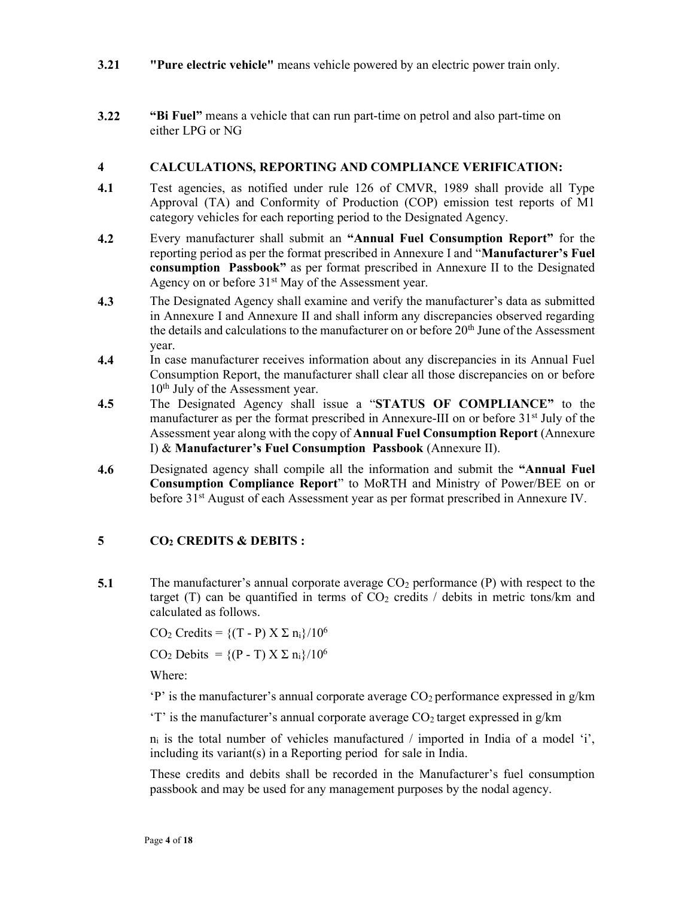**3.21** **"Pure electric vehicle"** means vehicle powered by an electric power train only.

**3.22** **"Bi Fuel"** means a vehicle that can run part-time on petrol and also part-time on either LPG or NG

## 4 CALCULATIONS, REPORTING AND COMPLIANCE VERIFICATION:

**4.1** Test agencies, as notified under rule 126 of CMVR, 1989 shall provide all Type Approval (TA) and Conformity of Production (COP) emission test reports of M1 category vehicles for each reporting period to the Designated Agency.

**4.2** Every manufacturer shall submit an **"Annual Fuel Consumption Report"** for the reporting period as per the format prescribed in Annexure I and "**Manufacturer's Fuel consumption Passbook"** as per format prescribed in Annexure II to the Designated Agency on or before 31st May of the Assessment year.

**4.3** The Designated Agency shall examine and verify the manufacturer's data as submitted in Annexure I and Annexure II and shall inform any discrepancies observed regarding the details and calculations to the manufacturer on or before 20th June of the Assessment year.

**4.4** In case manufacturer receives information about any discrepancies in its Annual Fuel Consumption Report, the manufacturer shall clear all those discrepancies on or before 10th July of the Assessment year.

**4.5** The Designated Agency shall issue a "**STATUS OF COMPLIANCE"** to the manufacturer as per the format prescribed in Annexure-III on or before 31st July of the Assessment year along with the copy of **Annual Fuel Consumption Report** (Annexure I) & **Manufacturer's Fuel Consumption Passbook** (Annexure II).

**4.6** Designated agency shall compile all the information and submit the **"Annual Fuel Consumption Compliance Report**" to MoRTH and Ministry of Power/BEE on or before 31st August of each Assessment year as per format prescribed in Annexure IV.

## 5 $CO_2$ CREDITS & DEBITS :

**5.1** The manufacturer's annual corporate average $CO_2$ performance (P) with respect to the target (T) can be quantified in terms of $CO_2$ credits / debits in metric tons/km and calculated as follows.

$CO_2$ Credits = $\{(T - P) \times \Sigma n_i\}/10^6$

$CO_2$ Debits = $\{(P - T) \times \Sigma n_i\}/10^6$

Where:

'P' is the manufacturer's annual corporate average $CO_2$ performance expressed in g/km

'T' is the manufacturer's annual corporate average $CO_2$ target expressed in g/km

$n_i$ is the total number of vehicles manufactured / imported in India of a model 'i', including its variant(s) in a Reporting period for sale in India.

These credits and debits shall be recorded in the Manufacturer's fuel consumption passbook and may be used for any management purposes by the nodal agency.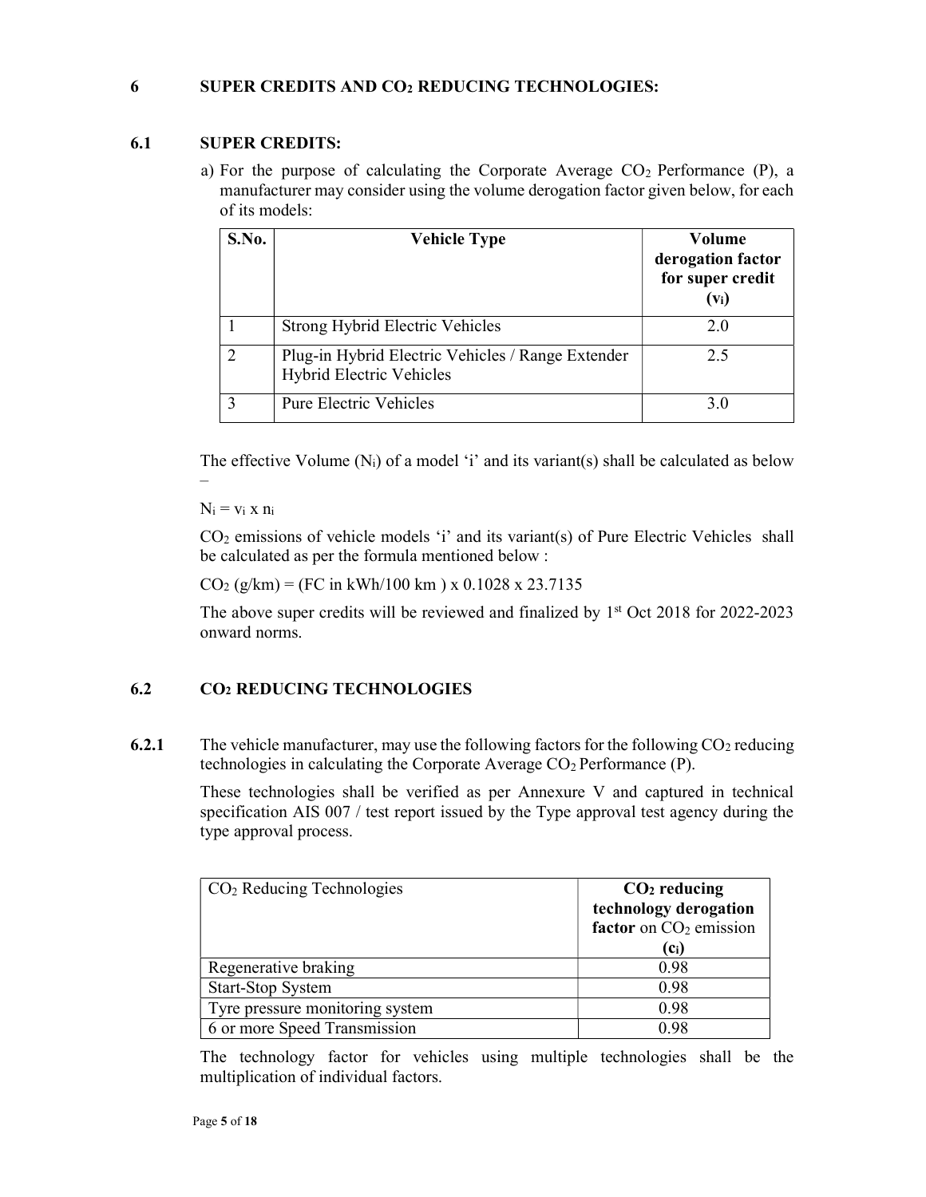## 6 SUPER CREDITS AND $CO_2$ REDUCING TECHNOLOGIES:

### 6.1 SUPER CREDITS:

a) For the purpose of calculating the Corporate Average $CO_2$ Performance (P), a manufacturer may consider using the volume derogation factor given below, for each of its models:

| S.No. | Vehicle Type | Volume derogation factor for super credit ($v_i$) |
|---|---|---|
| 1 | Strong Hybrid Electric Vehicles | 2.0 |
| 2 | Plug-in Hybrid Electric Vehicles / Range Extender Hybrid Electric Vehicles | 2.5 |
| 3 | Pure Electric Vehicles | 3.0 |

The effective Volume ($N_i$) of a model 'i' and its variant(s) shall be calculated as below –

$N_i = v_i \times n_i$

$CO_2$ emissions of vehicle models 'i' and its variant(s) of Pure Electric Vehicles shall be calculated as per the formula mentioned below :

$CO_2$ (g/km) = (FC in kWh/100 km ) x 0.1028 x 23.7135

The above super credits will be reviewed and finalized by 1st Oct 2018 for 2022-2023 onward norms.

### 6.2 $CO_2$ REDUCING TECHNOLOGIES

**6.2.1** The vehicle manufacturer, may use the following factors for the following $CO_2$ reducing technologies in calculating the Corporate Average $CO_2$ Performance (P).

These technologies shall be verified as per Annexure V and captured in technical specification AIS 007 / test report issued by the Type approval test agency during the type approval process.

| $CO_2$ Reducing Technologies | **$CO_2$ reducing technology derogation factor** on $CO_2$ emission ($c_i$) |
|---|---|
| Regenerative braking | 0.98 |
| Start-Stop System | 0.98 |
| Tyre pressure monitoring system | 0.98 |
| 6 or more Speed Transmission | 0.98 |

The technology factor for vehicles using multiple technologies shall be the multiplication of individual factors.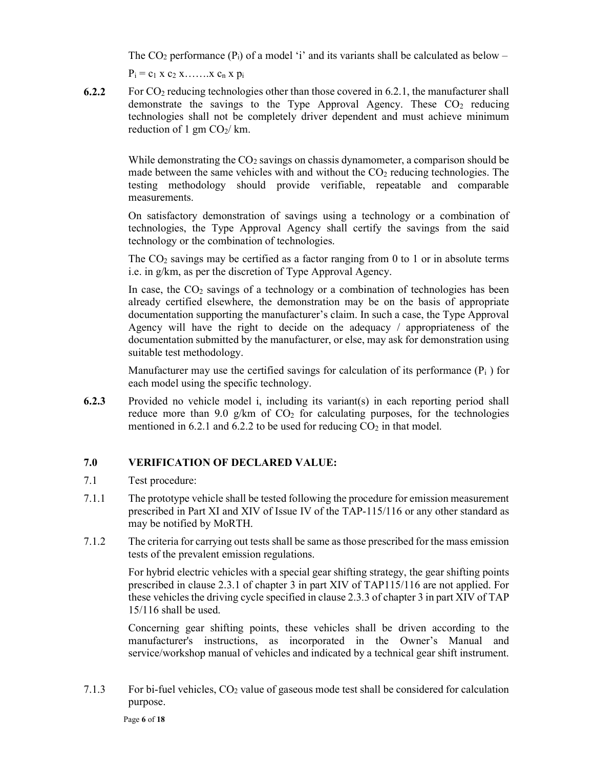The $CO_2$ performance ($P_i$) of a model 'i' and its variants shall be calculated as below –

$P_i = c_1 \times c_2 \times \ldots\ldots. \times c_n \times p_i$

**6.2.2** For $CO_2$ reducing technologies other than those covered in 6.2.1, the manufacturer shall demonstrate the savings to the Type Approval Agency. These $CO_2$ reducing technologies shall not be completely driver dependent and must achieve minimum reduction of 1 gm $CO_2$/ km.

While demonstrating the $CO_2$ savings on chassis dynamometer, a comparison should be made between the same vehicles with and without the $CO_2$ reducing technologies. The testing methodology should provide verifiable, repeatable and comparable measurements.

On satisfactory demonstration of savings using a technology or a combination of technologies, the Type Approval Agency shall certify the savings from the said technology or the combination of technologies.

The $CO_2$ savings may be certified as a factor ranging from 0 to 1 or in absolute terms i.e. in g/km, as per the discretion of Type Approval Agency.

In case, the $CO_2$ savings of a technology or a combination of technologies has been already certified elsewhere, the demonstration may be on the basis of appropriate documentation supporting the manufacturer's claim. In such a case, the Type Approval Agency will have the right to decide on the adequacy / appropriateness of the documentation submitted by the manufacturer, or else, may ask for demonstration using suitable test methodology.

Manufacturer may use the certified savings for calculation of its performance ($P_i$ ) for each model using the specific technology.

**6.2.3** Provided no vehicle model i, including its variant(s) in each reporting period shall reduce more than 9.0 g/km of $CO_2$ for calculating purposes, for the technologies mentioned in 6.2.1 and 6.2.2 to be used for reducing $CO_2$ in that model.

## 7.0 VERIFICATION OF DECLARED VALUE:

7.1 Test procedure:

7.1.1 The prototype vehicle shall be tested following the procedure for emission measurement prescribed in Part XI and XIV of Issue IV of the TAP-115/116 or any other standard as may be notified by MoRTH.

7.1.2 The criteria for carrying out tests shall be same as those prescribed for the mass emission tests of the prevalent emission regulations.

For hybrid electric vehicles with a special gear shifting strategy, the gear shifting points prescribed in clause 2.3.1 of chapter 3 in part XIV of TAP115/116 are not applied. For these vehicles the driving cycle specified in clause 2.3.3 of chapter 3 in part XIV of TAP 15/116 shall be used.

Concerning gear shifting points, these vehicles shall be driven according to the manufacturer's instructions, as incorporated in the Owner's Manual and service/workshop manual of vehicles and indicated by a technical gear shift instrument.

7.1.3 For bi-fuel vehicles, $CO_2$ value of gaseous mode test shall be considered for calculation purpose.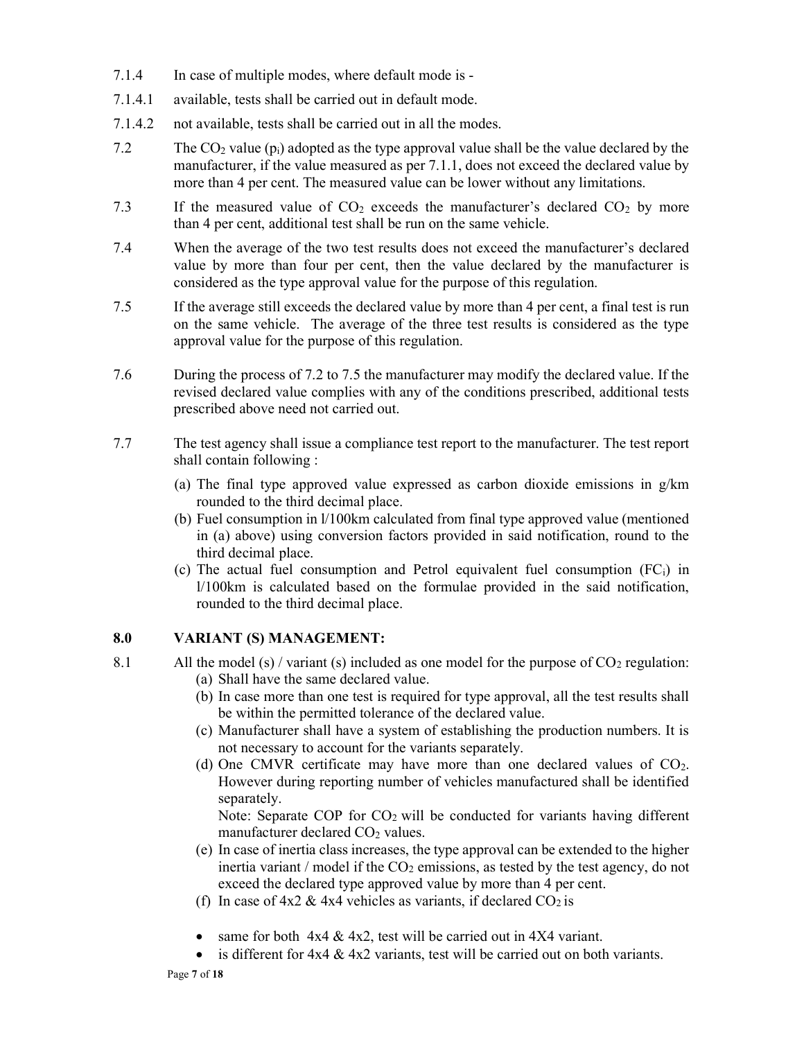7.1.4 In case of multiple modes, where default mode is -

7.1.4.1 available, tests shall be carried out in default mode.

7.1.4.2 not available, tests shall be carried out in all the modes.

7.2 The $CO_2$ value ($p_i$) adopted as the type approval value shall be the value declared by the manufacturer, if the value measured as per 7.1.1, does not exceed the declared value by more than 4 per cent. The measured value can be lower without any limitations.

7.3 If the measured value of $CO_2$ exceeds the manufacturer's declared $CO_2$ by more than 4 per cent, additional test shall be run on the same vehicle.

7.4 When the average of the two test results does not exceed the manufacturer's declared value by more than four per cent, then the value declared by the manufacturer is considered as the type approval value for the purpose of this regulation.

7.5 If the average still exceeds the declared value by more than 4 per cent, a final test is run on the same vehicle. The average of the three test results is considered as the type approval value for the purpose of this regulation.

7.6 During the process of 7.2 to 7.5 the manufacturer may modify the declared value. If the revised declared value complies with any of the conditions prescribed, additional tests prescribed above need not carried out.

7.7 The test agency shall issue a compliance test report to the manufacturer. The test report shall contain following :

(a) The final type approved value expressed as carbon dioxide emissions in g/km rounded to the third decimal place.

(b) Fuel consumption in l/100km calculated from final type approved value (mentioned in (a) above) using conversion factors provided in said notification, round to the third decimal place.

(c) The actual fuel consumption and Petrol equivalent fuel consumption ($FC_i$) in l/100km is calculated based on the formulae provided in the said notification, rounded to the third decimal place.

## 8.0 VARIANT (S) MANAGEMENT:

8.1 All the model (s) / variant (s) included as one model for the purpose of $CO_2$ regulation:

(a) Shall have the same declared value.

(b) In case more than one test is required for type approval, all the test results shall be within the permitted tolerance of the declared value.

(c) Manufacturer shall have a system of establishing the production numbers. It is not necessary to account for the variants separately.

(d) One CMVR certificate may have more than one declared values of $CO_2$. However during reporting number of vehicles manufactured shall be identified separately.

Note: Separate COP for $CO_2$ will be conducted for variants having different manufacturer declared $CO_2$ values.

(e) In case of inertia class increases, the type approval can be extended to the higher inertia variant / model if the $CO_2$ emissions, as tested by the test agency, do not exceed the declared type approved value by more than 4 per cent.

(f) In case of 4x2 & 4x4 vehicles as variants, if declared $CO_2$ is

- same for both 4x4 & 4x2, test will be carried out in 4X4 variant.
- is different for 4x4 & 4x2 variants, test will be carried out on both variants.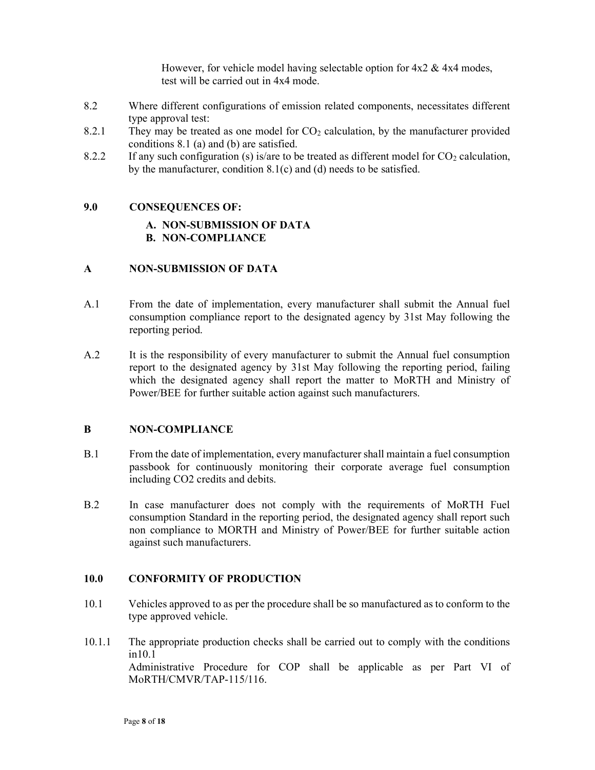However, for vehicle model having selectable option for 4x2 & 4x4 modes, test will be carried out in 4x4 mode.

8.2 Where different configurations of emission related components, necessitates different type approval test:

8.2.1 They may be treated as one model for $CO_2$ calculation, by the manufacturer provided conditions 8.1 (a) and (b) are satisfied.

8.2.2 If any such configuration (s) is/are to be treated as different model for $CO_2$ calculation, by the manufacturer, condition 8.1(c) and (d) needs to be satisfied.

## 9.0 CONSEQUENCES OF:

**A. NON-SUBMISSION OF DATA**
**B. NON-COMPLIANCE**

### A NON-SUBMISSION OF DATA

A.1 From the date of implementation, every manufacturer shall submit the Annual fuel consumption compliance report to the designated agency by 31st May following the reporting period.

A.2 It is the responsibility of every manufacturer to submit the Annual fuel consumption report to the designated agency by 31st May following the reporting period, failing which the designated agency shall report the matter to MoRTH and Ministry of Power/BEE for further suitable action against such manufacturers.

### B NON-COMPLIANCE

B.1 From the date of implementation, every manufacturer shall maintain a fuel consumption passbook for continuously monitoring their corporate average fuel consumption including CO2 credits and debits.

B.2 In case manufacturer does not comply with the requirements of MoRTH Fuel consumption Standard in the reporting period, the designated agency shall report such non compliance to MORTH and Ministry of Power/BEE for further suitable action against such manufacturers.

## 10.0 CONFORMITY OF PRODUCTION

10.1 Vehicles approved to as per the procedure shall be so manufactured as to conform to the type approved vehicle.

10.1.1 The appropriate production checks shall be carried out to comply with the conditions in10.1
Administrative Procedure for COP shall be applicable as per Part VI of MoRTH/CMVR/TAP-115/116.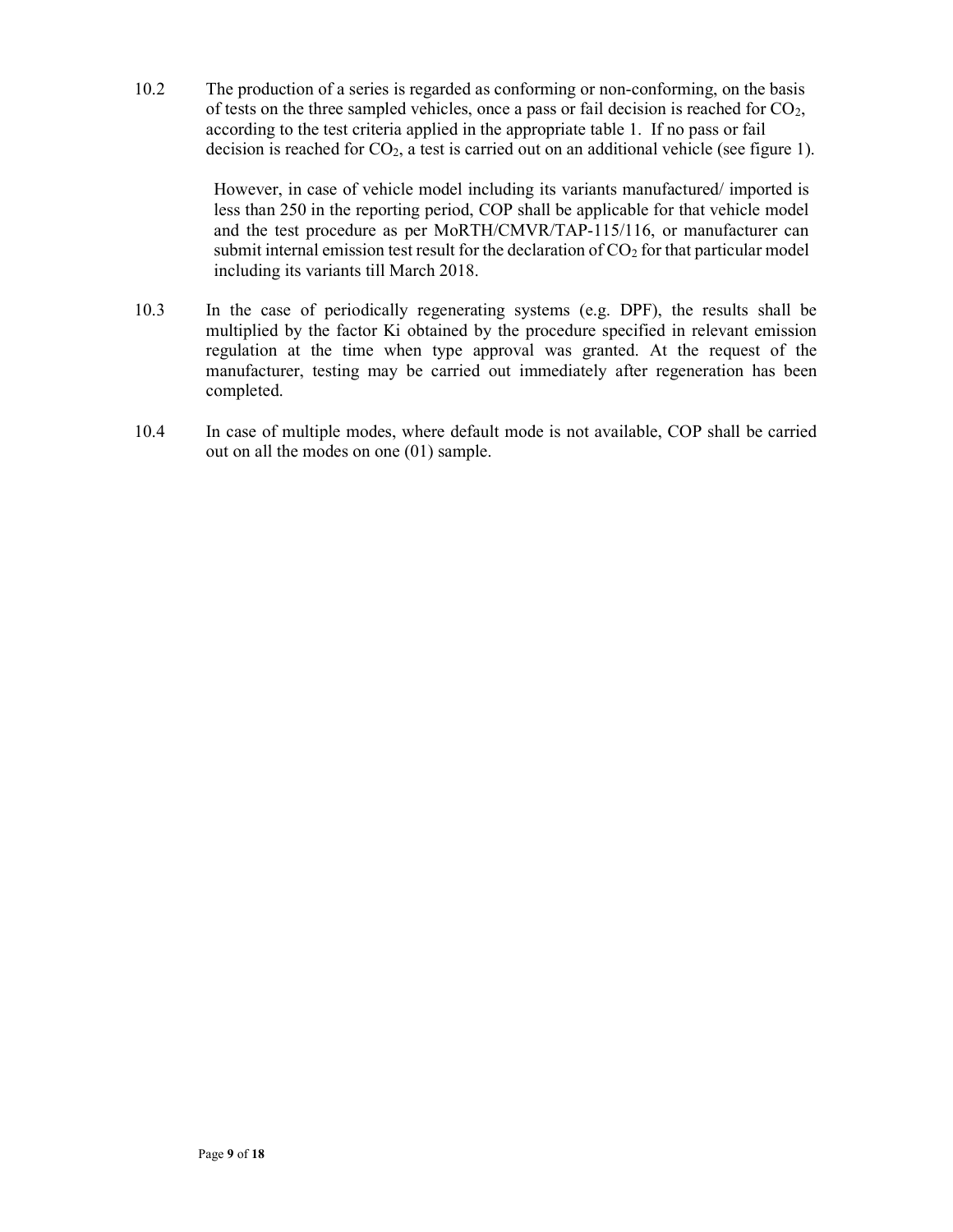10.2 The production of a series is regarded as conforming or non-conforming, on the basis of tests on the three sampled vehicles, once a pass or fail decision is reached for $CO_2$, according to the test criteria applied in the appropriate table 1. If no pass or fail decision is reached for $CO_2$, a test is carried out on an additional vehicle (see figure 1).

However, in case of vehicle model including its variants manufactured/ imported is less than 250 in the reporting period, COP shall be applicable for that vehicle model and the test procedure as per MoRTH/CMVR/TAP-115/116, or manufacturer can submit internal emission test result for the declaration of $CO_2$ for that particular model including its variants till March 2018.

10.3 In the case of periodically regenerating systems (e.g. DPF), the results shall be multiplied by the factor Ki obtained by the procedure specified in relevant emission regulation at the time when type approval was granted. At the request of the manufacturer, testing may be carried out immediately after regeneration has been completed.

10.4 In case of multiple modes, where default mode is not available, COP shall be carried out on all the modes on one (01) sample.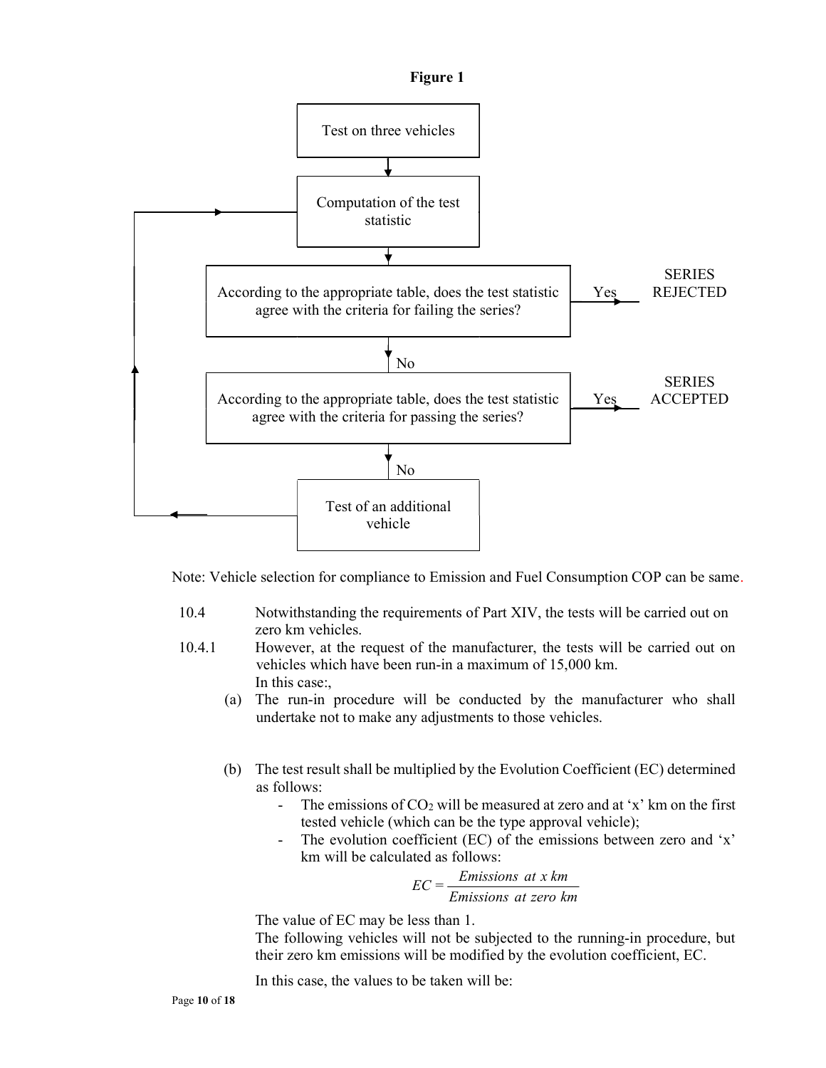**Figure 1**

Test on three vehicles

Computation of the test statistic

According to the appropriate table, does the test statistic agree with the criteria for failing the series? — Yes → SERIES REJECTED

No

According to the appropriate table, does the test statistic agree with the criteria for passing the series? — Yes → SERIES ACCEPTED

No

Test of an additional vehicle

Note: Vehicle selection for compliance to Emission and Fuel Consumption COP can be same.

10.4 Notwithstanding the requirements of Part XIV, the tests will be carried out on zero km vehicles.

10.4.1 However, at the request of the manufacturer, the tests will be carried out on vehicles which have been run-in a maximum of 15,000 km.

In this case:,

(a) The run-in procedure will be conducted by the manufacturer who shall undertake not to make any adjustments to those vehicles.

(b) The test result shall be multiplied by the Evolution Coefficient (EC) determined as follows:

- The emissions of $CO_2$ will be measured at zero and at 'x' km on the first tested vehicle (which can be the type approval vehicle);
- The evolution coefficient (EC) of the emissions between zero and 'x' km will be calculated as follows:

$$EC = \frac{Emissions\ \ at\ x\ km}{Emissions\ \ at\ zero\ km}$$

The value of EC may be less than 1.

The following vehicles will not be subjected to the running-in procedure, but their zero km emissions will be modified by the evolution coefficient, EC.

In this case, the values to be taken will be: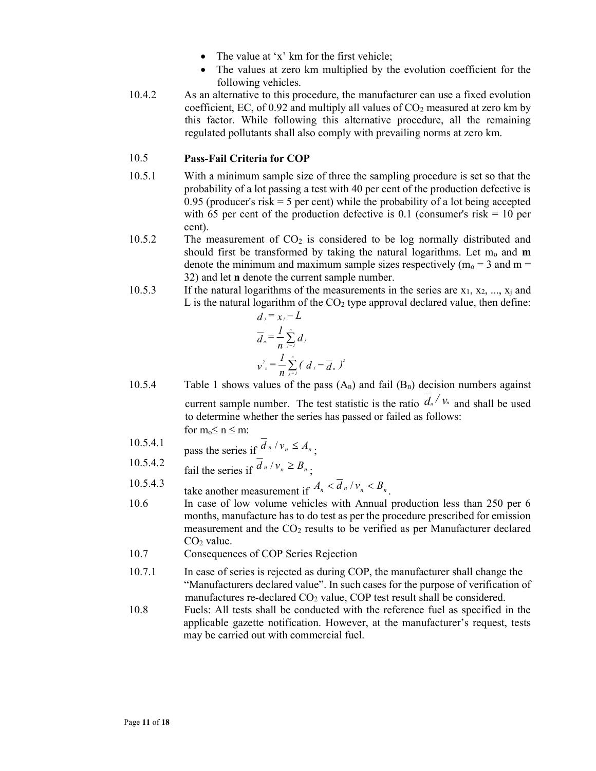- The value at 'x' km for the first vehicle;
- The values at zero km multiplied by the evolution coefficient for the following vehicles.

10.4.2 As an alternative to this procedure, the manufacturer can use a fixed evolution coefficient, EC, of 0.92 and multiply all values of $CO_2$ measured at zero km by this factor. While following this alternative procedure, all the remaining regulated pollutants shall also comply with prevailing norms at zero km.

### 10.5 Pass-Fail Criteria for COP

10.5.1 With a minimum sample size of three the sampling procedure is set so that the probability of a lot passing a test with 40 per cent of the production defective is 0.95 (producer's risk = 5 per cent) while the probability of a lot being accepted with 65 per cent of the production defective is 0.1 (consumer's risk = 10 per cent).

10.5.2 The measurement of $CO_2$ is considered to be log normally distributed and should first be transformed by taking the natural logarithms. Let $m_o$ and **m** denote the minimum and maximum sample sizes respectively ($m_o = 3$ and $m = 32$) and let **n** denote the current sample number.

10.5.3 If the natural logarithms of the measurements in the series are $x_1, x_2, ..., x_j$ and L is the natural logarithm of the $CO_2$ type approval declared value, then define:

$$d_j = x_j - L$$

$$\overline{d}_n = \frac{1}{n}\sum_{j=1}^{n} d_j$$

$$v_n^2 = \frac{1}{n}\sum_{j=1}^{n} (d_j - \overline{d}_n)^2$$

10.5.4 Table 1 shows values of the pass ($A_n$) and fail ($B_n$) decision numbers against current sample number. The test statistic is the ratio $\overline{d}_n / v_n$ and shall be used to determine whether the series has passed or failed as follows:
for $m_o \leq n \leq m$:

10.5.4.1 pass the series if $\overline{d}_n / v_n \leq A_n$;

10.5.4.2 fail the series if $\overline{d}_n / v_n \geq B_n$;

10.5.4.3 take another measurement if $A_n < \overline{d}_n / v_n < B_n$.

10.6 In case of low volume vehicles with Annual production less than 250 per 6 months, manufacture has to do test as per the procedure prescribed for emission measurement and the $CO_2$ results to be verified as per Manufacturer declared $CO_2$ value.

10.7 Consequences of COP Series Rejection

10.7.1 In case of series is rejected as during COP, the manufacturer shall change the "Manufacturers declared value". In such cases for the purpose of verification of manufactures re-declared $CO_2$ value, COP test result shall be considered.

10.8 Fuels: All tests shall be conducted with the reference fuel as specified in the applicable gazette notification. However, at the manufacturer's request, tests may be carried out with commercial fuel.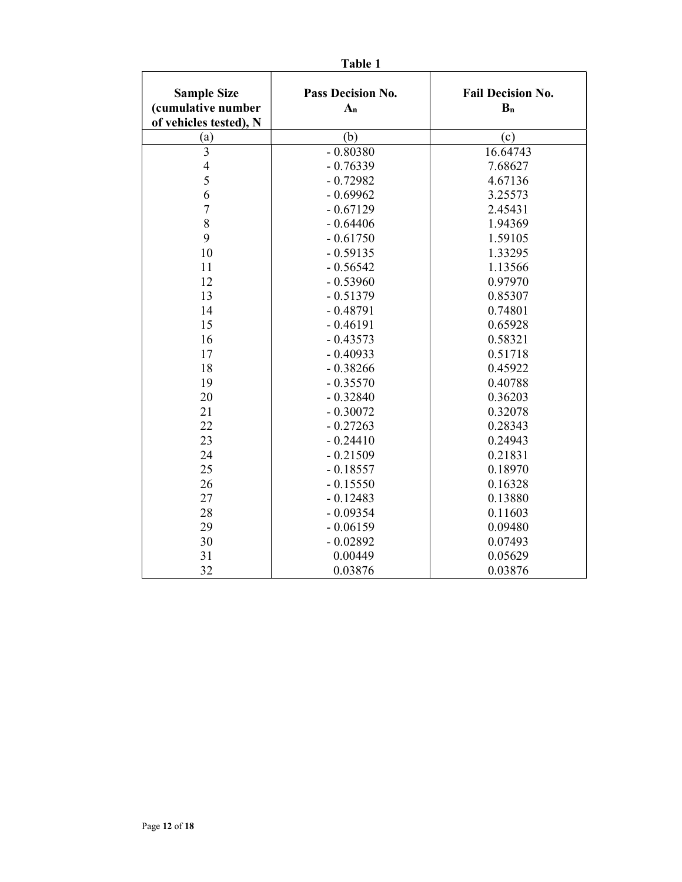**Table 1**

| Sample Size (cumulative number of vehicles tested), N | Pass Decision No. $A_n$ | Fail Decision No. $B_n$ |
|---|---|---|
| (a) | (b) | (c) |
| 3 | - 0.80380 | 16.64743 |
| 4 | - 0.76339 | 7.68627 |
| 5 | - 0.72982 | 4.67136 |
| 6 | - 0.69962 | 3.25573 |
| 7 | - 0.67129 | 2.45431 |
| 8 | - 0.64406 | 1.94369 |
| 9 | - 0.61750 | 1.59105 |
| 10 | - 0.59135 | 1.33295 |
| 11 | - 0.56542 | 1.13566 |
| 12 | - 0.53960 | 0.97970 |
| 13 | - 0.51379 | 0.85307 |
| 14 | - 0.48791 | 0.74801 |
| 15 | - 0.46191 | 0.65928 |
| 16 | - 0.43573 | 0.58321 |
| 17 | - 0.40933 | 0.51718 |
| 18 | - 0.38266 | 0.45922 |
| 19 | - 0.35570 | 0.40788 |
| 20 | - 0.32840 | 0.36203 |
| 21 | - 0.30072 | 0.32078 |
| 22 | - 0.27263 | 0.28343 |
| 23 | - 0.24410 | 0.24943 |
| 24 | - 0.21509 | 0.21831 |
| 25 | - 0.18557 | 0.18970 |
| 26 | - 0.15550 | 0.16328 |
| 27 | - 0.12483 | 0.13880 |
| 28 | - 0.09354 | 0.11603 |
| 29 | - 0.06159 | 0.09480 |
| 30 | - 0.02892 | 0.07493 |
| 31 | 0.00449 | 0.05629 |
| 32 | 0.03876 | 0.03876 |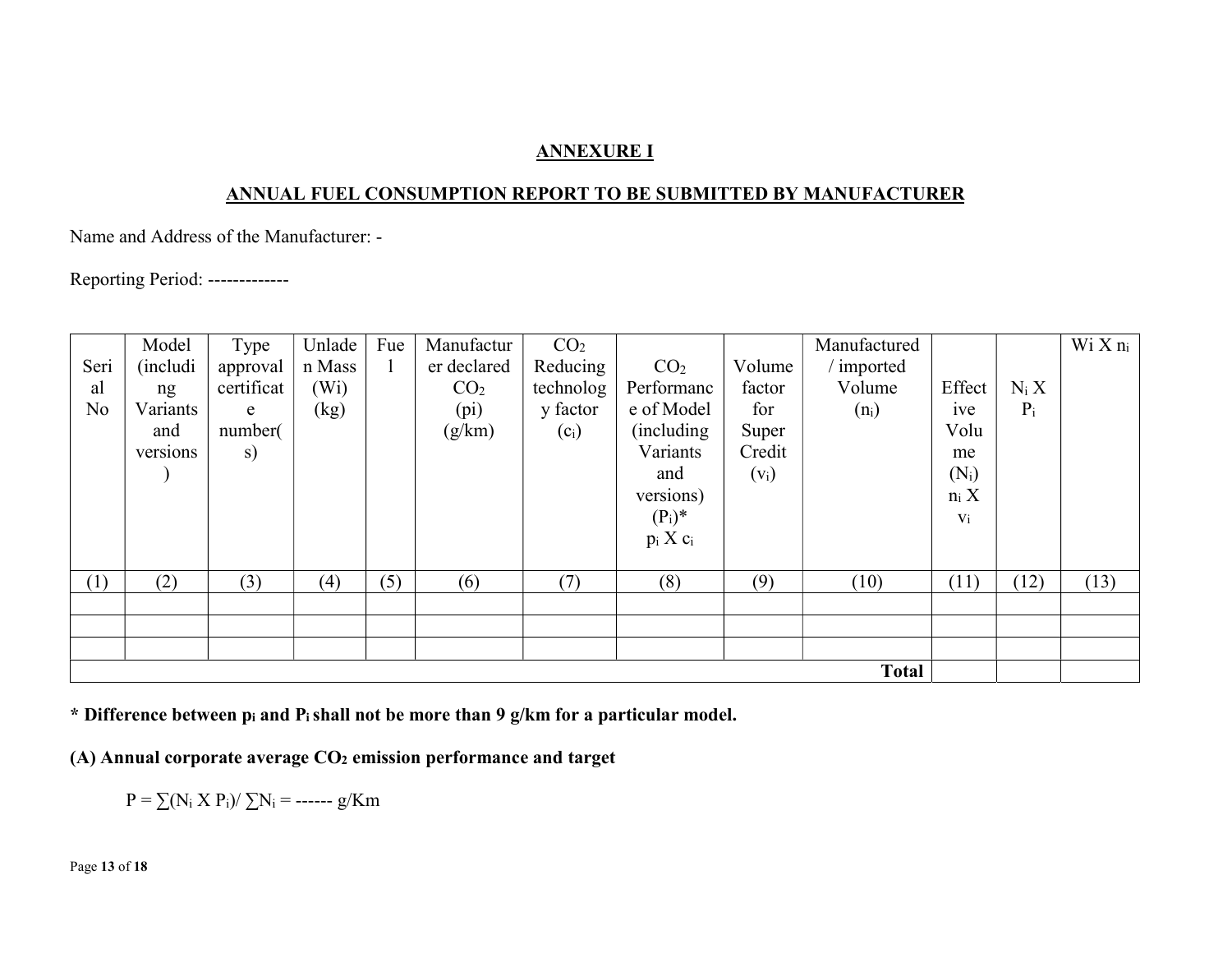## ANNEXURE I

## ANNUAL FUEL CONSUMPTION REPORT TO BE SUBMITTED BY MANUFACTURER

Name and Address of the Manufacturer: -

Reporting Period: -------------

| Serial No | Model (including Variants and versions) | Type approval certificate number(s) | Unladen Mass ($W_i$) (kg) | Fuel | Manufacturer declared $CO_2$ ($p_i$) (g/km) | $CO_2$ Reducing technology factor ($c_i$) | $CO_2$ Performance of Model (including Variants and versions) ($P_i$)* $p_i$ X $c_i$ | Volume factor for Super Credit ($v_i$) | Manufactured / imported Volume ($n_i$) | Effective Volume ($N_i$) $n_i$ X $v_i$ | $N_i$ X $P_i$ | $W_i$ X $n_i$ |
|---|---|---|---|---|---|---|---|---|---|---|---|---|
| (1) | (2) | (3) | (4) | (5) | (6) | (7) | (8) | (9) | (10) | (11) | (12) | (13) |
| | | | | | | | | | | | | |
| | | | | | | | | | | | | |
| | | | | | | | | | | | | |
| | | | | | | | | | **Total** | | | |

**\* Difference between $p_i$ and $P_i$ shall not be more than 9 g/km for a particular model.**

**(A) Annual corporate average $CO_2$ emission performance and target**

$P = \sum(N_i \text{ X } P_i) / \sum N_i$ = ------ g/Km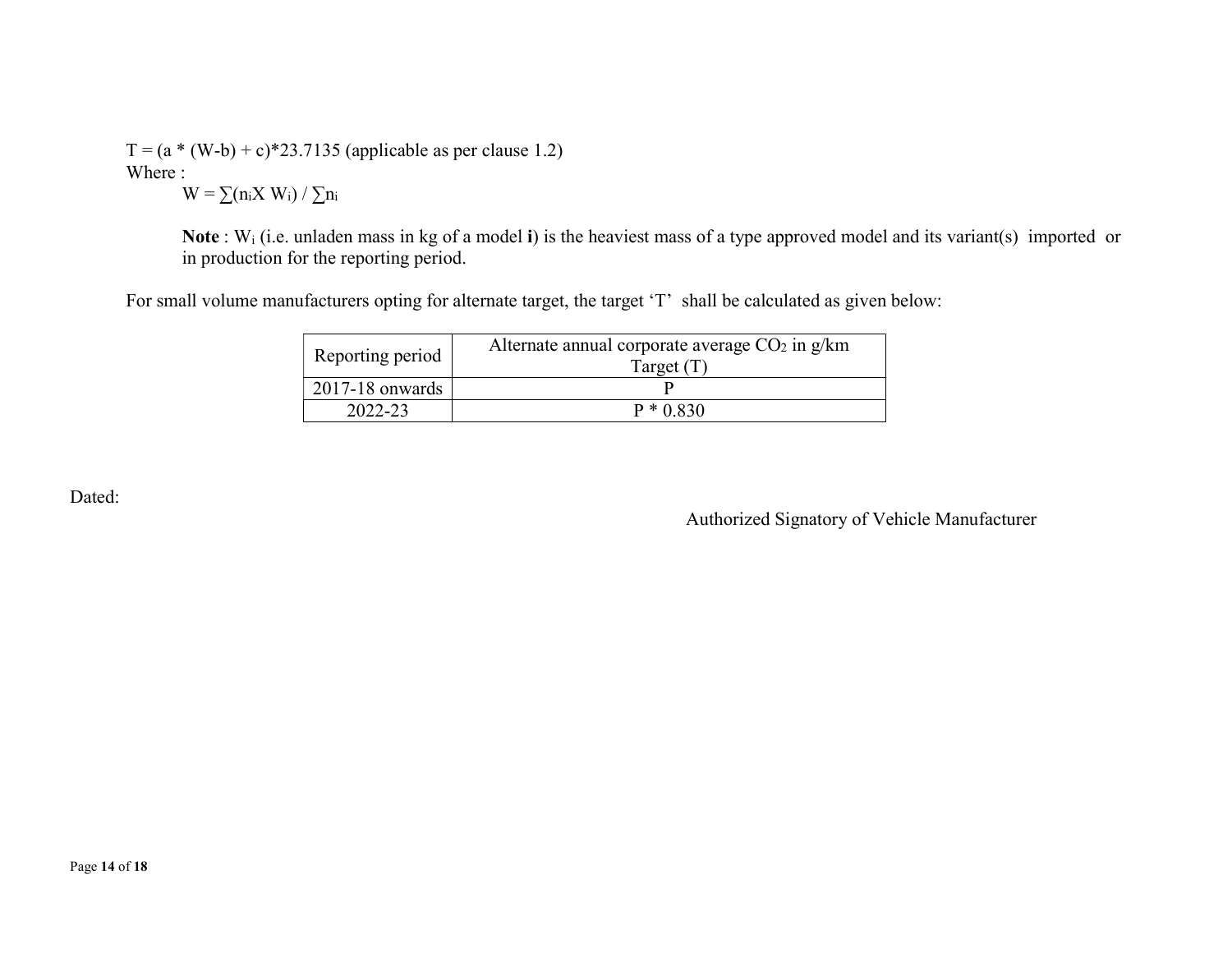$T = (a * (W-b) + c)*23.7135$ (applicable as per clause 1.2)

Where :

$W = \sum(n_i X W_i) / \sum n_i$

**Note** : $W_i$ (i.e. unladen mass in kg of a model **i**) is the heaviest mass of a type approved model and its variant(s) imported or in production for the reporting period.

For small volume manufacturers opting for alternate target, the target 'T' shall be calculated as given below:

| Reporting period | Alternate annual corporate average $CO_2$ in g/km Target (T) |
|---|---|
| 2017-18 onwards | P |
| 2022-23 | P * 0.830 |

Dated:

Authorized Signatory of Vehicle Manufacturer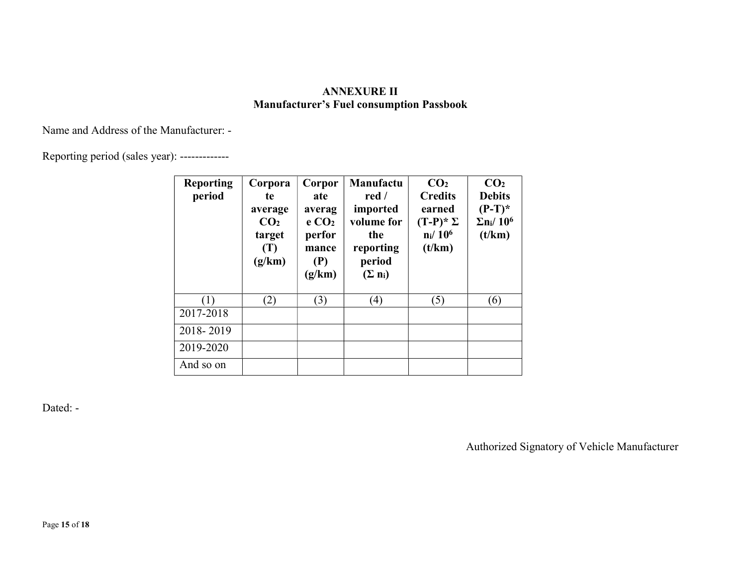## ANNEXURE II
## Manufacturer's Fuel consumption Passbook

Name and Address of the Manufacturer: -

Reporting period (sales year): -------------

| Reporting period | Corporate average $CO_2$ target (T) (g/km) | Corporate average $CO_2$ performance (P) (g/km) | Manufactured / imported volume for the reporting period ($\Sigma n_i$) | $CO_2$ Credits earned $(T-P)* \Sigma n_i / 10^6$ (t/km) | $CO_2$ Debits $(P-T)* \Sigma n_i / 10^6$ (t/km) |
|---|---|---|---|---|---|
| (1) | (2) | (3) | (4) | (5) | (6) |
| 2017-2018 | | | | | |
| 2018- 2019 | | | | | |
| 2019-2020 | | | | | |
| And so on | | | | | |

Dated: -

Authorized Signatory of Vehicle Manufacturer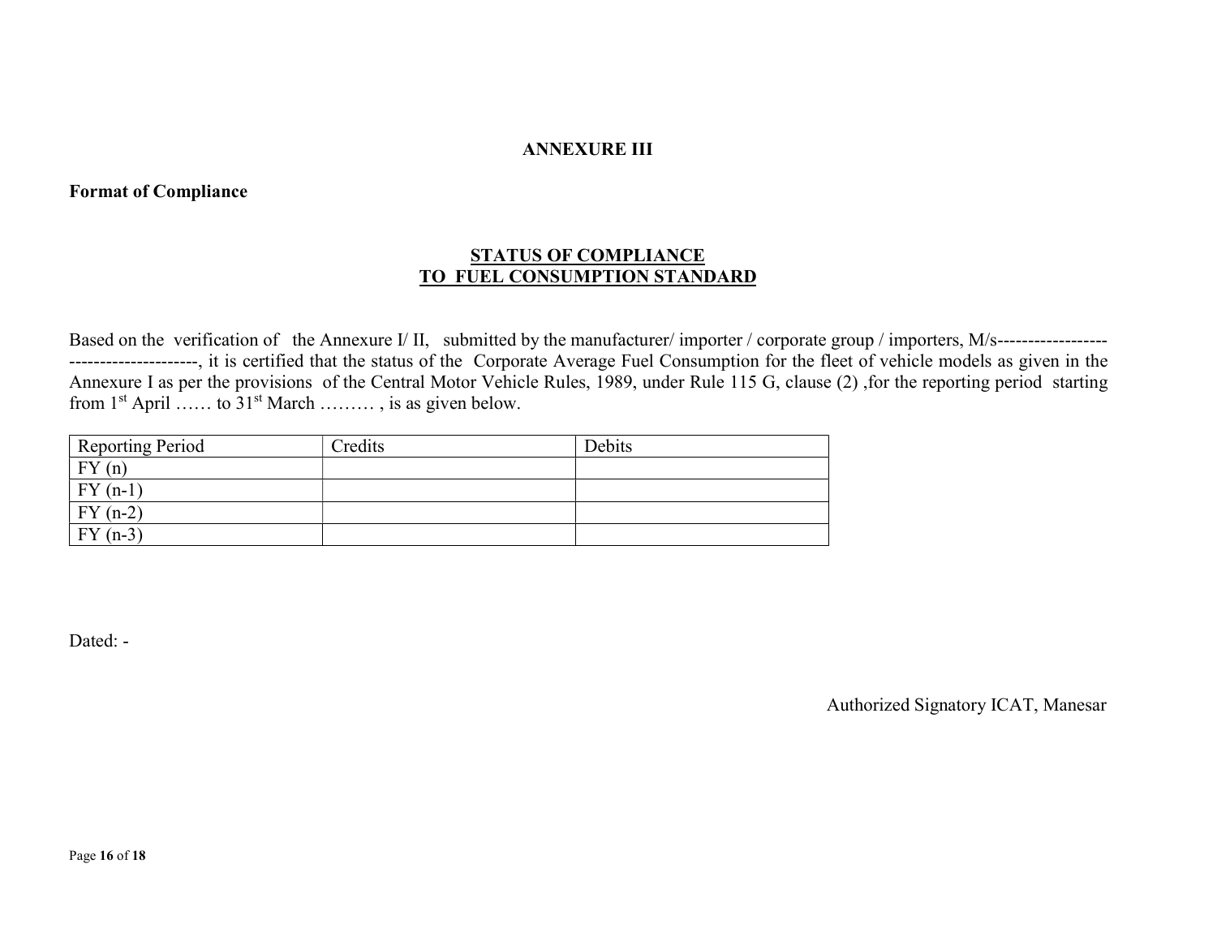## ANNEXURE III

**Format of Compliance**

### STATUS OF COMPLIANCE TO FUEL CONSUMPTION STANDARD

Based on the verification of the Annexure I/ II, submitted by the manufacturer/ importer / corporate group / importers, M/s---------------------------------------, it is certified that the status of the Corporate Average Fuel Consumption for the fleet of vehicle models as given in the Annexure I as per the provisions of the Central Motor Vehicle Rules, 1989, under Rule 115 G, clause (2) ,for the reporting period starting from 1st April …… to 31st March ……… , is as given below.

| Reporting Period | Credits | Debits |
|---|---|---|
| FY (n) | | |
| FY (n-1) | | |
| FY (n-2) | | |
| FY (n-3) | | |

Dated: -

Authorized Signatory ICAT, Manesar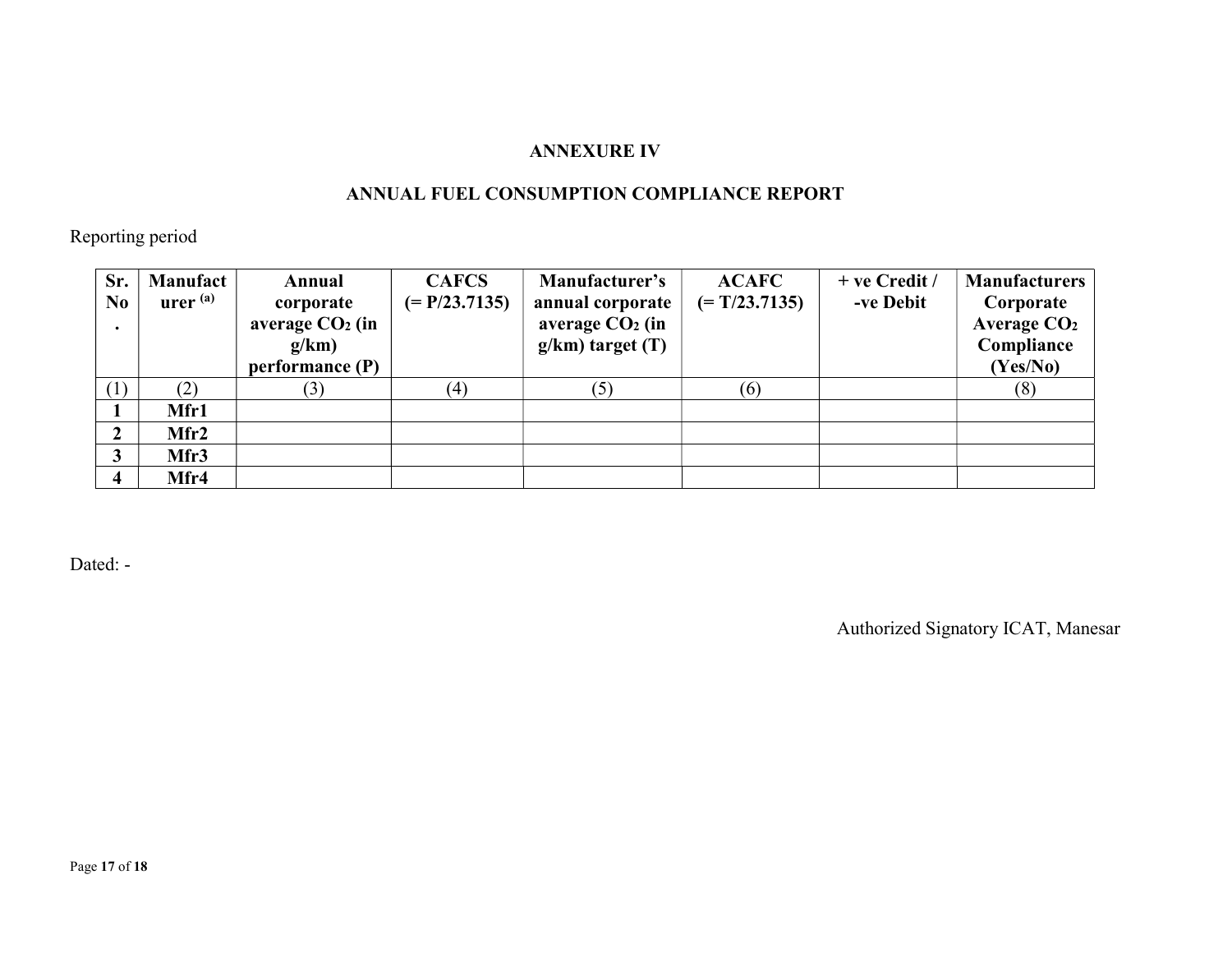## ANNEXURE IV

## ANNUAL FUEL CONSUMPTION COMPLIANCE REPORT

Reporting period

| Sr. No. | Manufacturer [(a)] | Annual corporate average $CO_2$ (in g/km) performance (P) | CAFCS (= P/23.7135) | Manufacturer's annual corporate average $CO_2$ (in g/km) target (T) | ACAFC (= T/23.7135) | + ve Credit / -ve Debit | Manufacturers Corporate Average $CO_2$ Compliance (Yes/No) |
|---|---|---|---|---|---|---|---|
| (1) | (2) | (3) | (4) | (5) | (6) | | (8) |
| **1** | **Mfr1** | | | | | | |
| **2** | **Mfr2** | | | | | | |
| **3** | **Mfr3** | | | | | | |
| **4** | **Mfr4** | | | | | | |

Dated: -

Authorized Signatory ICAT, Manesar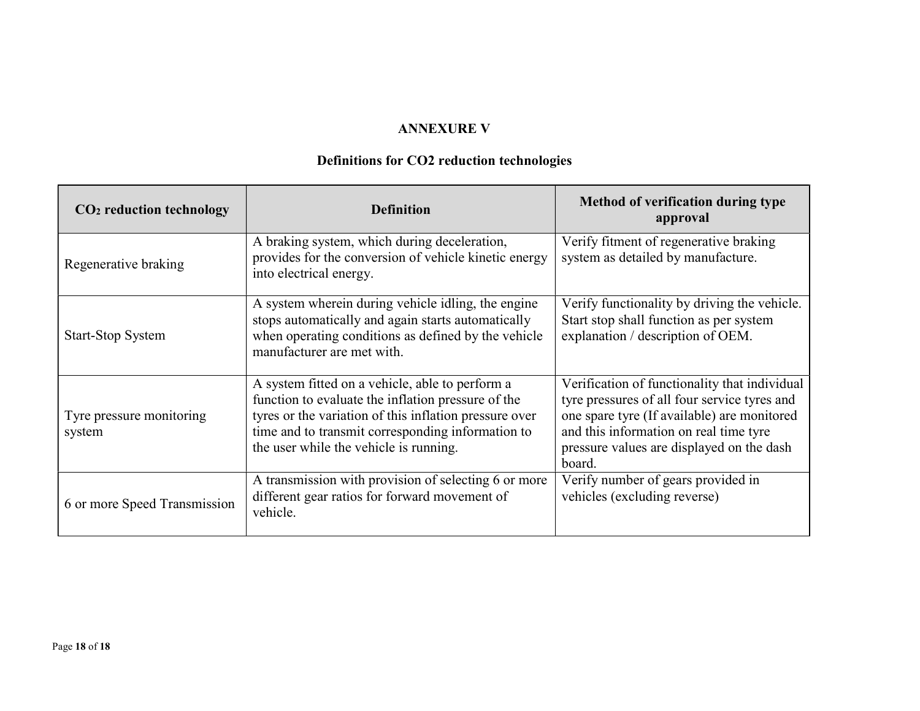## ANNEXURE V

### Definitions for $CO_2$ reduction technologies

| $CO_2$ reduction technology | Definition | Method of verification during type approval |
|---|---|---|
| Regenerative braking | A braking system, which during deceleration, provides for the conversion of vehicle kinetic energy into electrical energy. | Verify fitment of regenerative braking system as detailed by manufacture. |
| Start-Stop System | A system wherein during vehicle idling, the engine stops automatically and again starts automatically when operating conditions as defined by the vehicle manufacturer are met with. | Verify functionality by driving the vehicle. Start stop shall function as per system explanation / description of OEM. |
| Tyre pressure monitoring system | A system fitted on a vehicle, able to perform a function to evaluate the inflation pressure of the tyres or the variation of this inflation pressure over time and to transmit corresponding information to the user while the vehicle is running. | Verification of functionality that individual tyre pressures of all four service tyres and one spare tyre (If available) are monitored and this information on real time tyre pressure values are displayed on the dash board. |
| 6 or more Speed Transmission | A transmission with provision of selecting 6 or more different gear ratios for forward movement of vehicle. | Verify number of gears provided in vehicles (excluding reverse) |